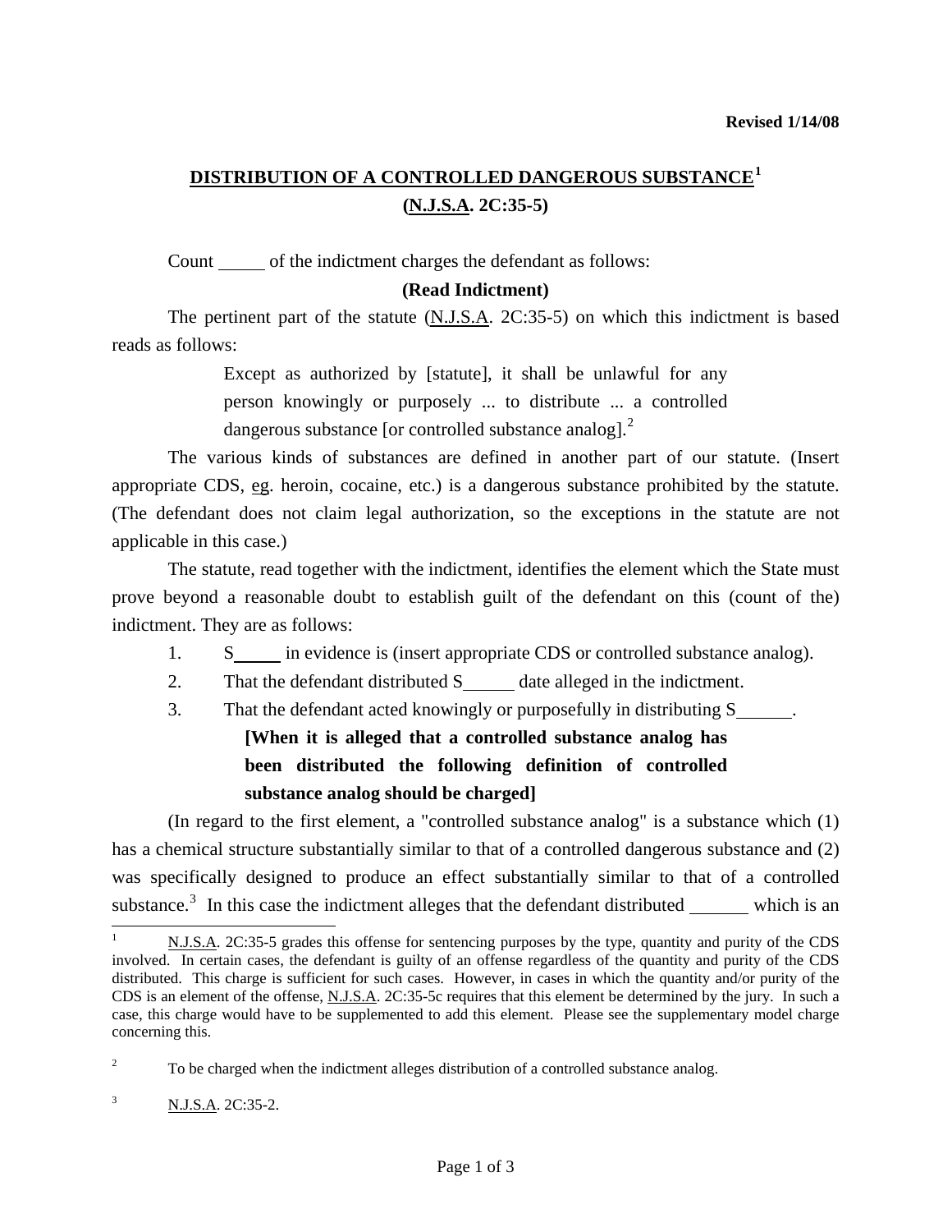**Revised 1/14/08**

## DISTRIBUTION OF A CONTROLLED DANGEROUS SUBSTANCE[1] (N.J.S.A. 2C:35-5)

Count _____ of the indictment charges the defendant as follows:

**(Read Indictment)**

The pertinent part of the statute (N.J.S.A. 2C:35-5) on which this indictment is based reads as follows:

> Except as authorized by [statute], it shall be unlawful for any person knowingly or purposely ... to distribute ... a controlled dangerous substance [or controlled substance analog].[2]

The various kinds of substances are defined in another part of our statute. (Insert appropriate CDS, eg. heroin, cocaine, etc.) is a dangerous substance prohibited by the statute. (The defendant does not claim legal authorization, so the exceptions in the statute are not applicable in this case.)

The statute, read together with the indictment, identifies the element which the State must prove beyond a reasonable doubt to establish guilt of the defendant on this (count of the) indictment. They are as follows:

1. S_____ in evidence is (insert appropriate CDS or controlled substance analog).
2. That the defendant distributed S_____ date alleged in the indictment.
3. That the defendant acted knowingly or purposefully in distributing S_____.

**[When it is alleged that a controlled substance analog has been distributed the following definition of controlled substance analog should be charged]**

(In regard to the first element, a "controlled substance analog" is a substance which (1) has a chemical structure substantially similar to that of a controlled dangerous substance and (2) was specifically designed to produce an effect substantially similar to that of a controlled substance.[3] In this case the indictment alleges that the defendant distributed _______ which is an

---

[1] N.J.S.A. 2C:35-5 grades this offense for sentencing purposes by the type, quantity and purity of the CDS involved. In certain cases, the defendant is guilty of an offense regardless of the quantity and purity of the CDS distributed. This charge is sufficient for such cases. However, in cases in which the quantity and/or purity of the CDS is an element of the offense, N.J.S.A. 2C:35-5c requires that this element be determined by the jury. In such a case, this charge would have to be supplemented to add this element. Please see the supplementary model charge concerning this.

[2] To be charged when the indictment alleges distribution of a controlled substance analog.

[3] N.J.S.A. 2C:35-2.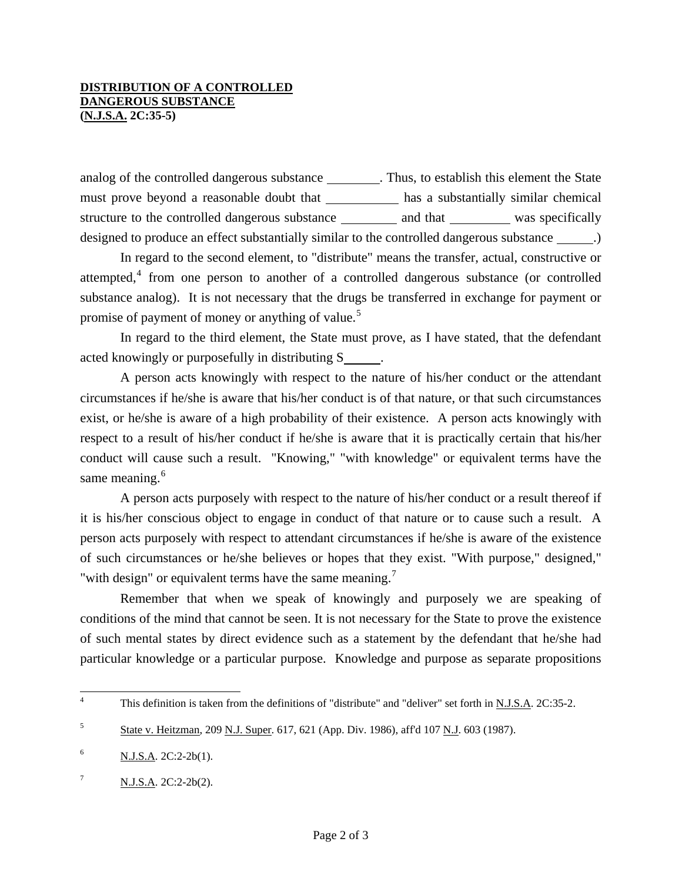**DISTRIBUTION OF A CONTROLLED DANGEROUS SUBSTANCE (N.J.S.A. 2C:35-5)**

analog of the controlled dangerous substance ________. Thus, to establish this element the State must prove beyond a reasonable doubt that ___________ has a substantially similar chemical structure to the controlled dangerous substance _________ and that _________ was specifically designed to produce an effect substantially similar to the controlled dangerous substance ______.)

In regard to the second element, to "distribute" means the transfer, actual, constructive or attempted,[4] from one person to another of a controlled dangerous substance (or controlled substance analog). It is not necessary that the drugs be transferred in exchange for payment or promise of payment of money or anything of value.[5]

In regard to the third element, the State must prove, as I have stated, that the defendant acted knowingly or purposefully in distributing S______.

A person acts knowingly with respect to the nature of his/her conduct or the attendant circumstances if he/she is aware that his/her conduct is of that nature, or that such circumstances exist, or he/she is aware of a high probability of their existence. A person acts knowingly with respect to a result of his/her conduct if he/she is aware that it is practically certain that his/her conduct will cause such a result. "Knowing," "with knowledge" or equivalent terms have the same meaning.[6]

A person acts purposely with respect to the nature of his/her conduct or a result thereof if it is his/her conscious object to engage in conduct of that nature or to cause such a result. A person acts purposely with respect to attendant circumstances if he/she is aware of the existence of such circumstances or he/she believes or hopes that they exist. "With purpose," designed," "with design" or equivalent terms have the same meaning.[7]

Remember that when we speak of knowingly and purposely we are speaking of conditions of the mind that cannot be seen. It is not necessary for the State to prove the existence of such mental states by direct evidence such as a statement by the defendant that he/she had particular knowledge or a particular purpose. Knowledge and purpose as separate propositions

---

[4] This definition is taken from the definitions of "distribute" and "deliver" set forth in N.J.S.A. 2C:35-2.

[5] State v. Heitzman, 209 N.J. Super. 617, 621 (App. Div. 1986), aff'd 107 N.J. 603 (1987).

[6] N.J.S.A. 2C:2-2b(1).

[7] N.J.S.A. 2C:2-2b(2).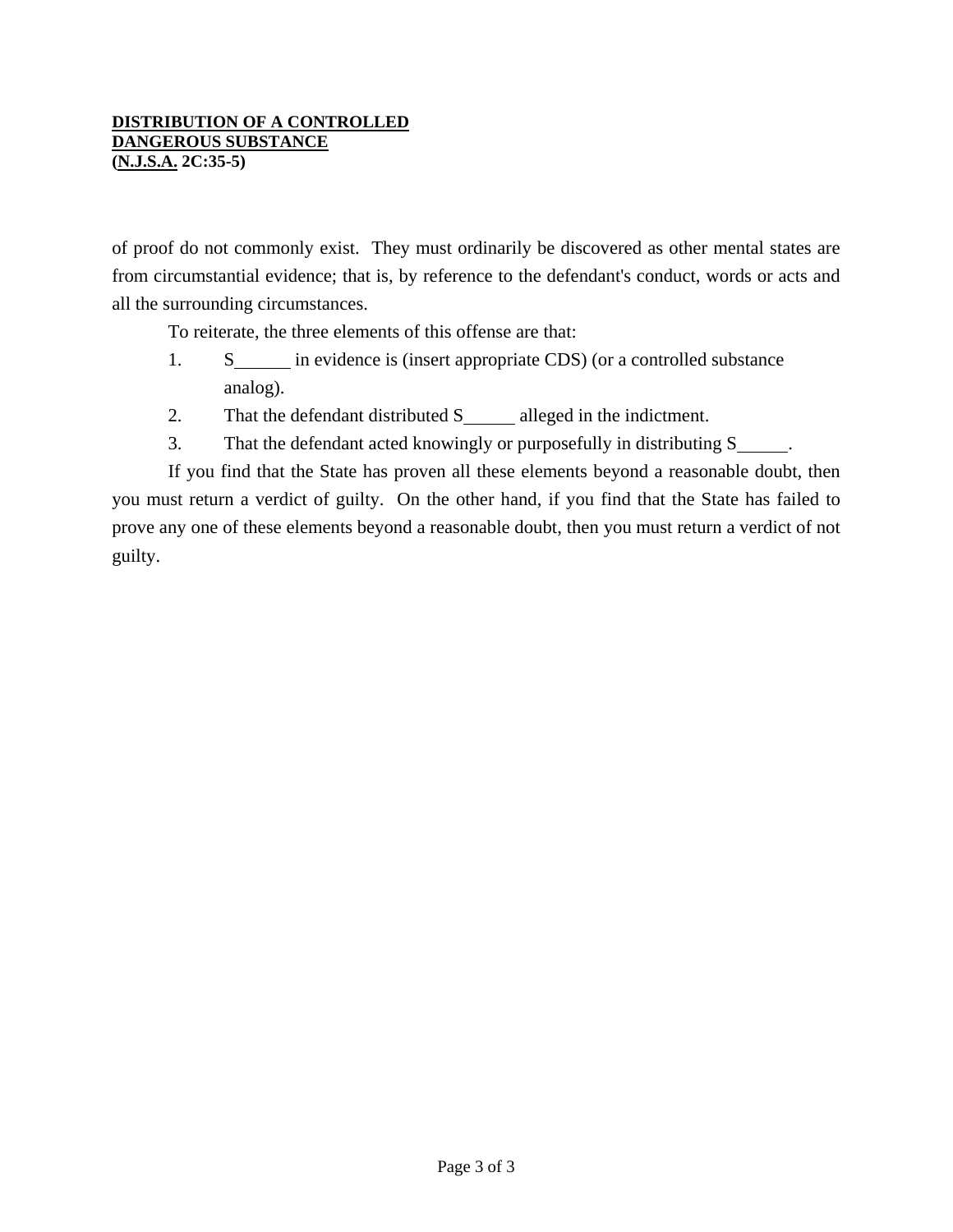of proof do not commonly exist. They must ordinarily be discovered as other mental states are from circumstantial evidence; that is, by reference to the defendant's conduct, words or acts and all the surrounding circumstances.

To reiterate, the three elements of this offense are that:

1. S______ in evidence is (insert appropriate CDS) (or a controlled substance analog).
2. That the defendant distributed S______ alleged in the indictment.
3. That the defendant acted knowingly or purposefully in distributing S______.

If you find that the State has proven all these elements beyond a reasonable doubt, then you must return a verdict of guilty. On the other hand, if you find that the State has failed to prove any one of these elements beyond a reasonable doubt, then you must return a verdict of not guilty.